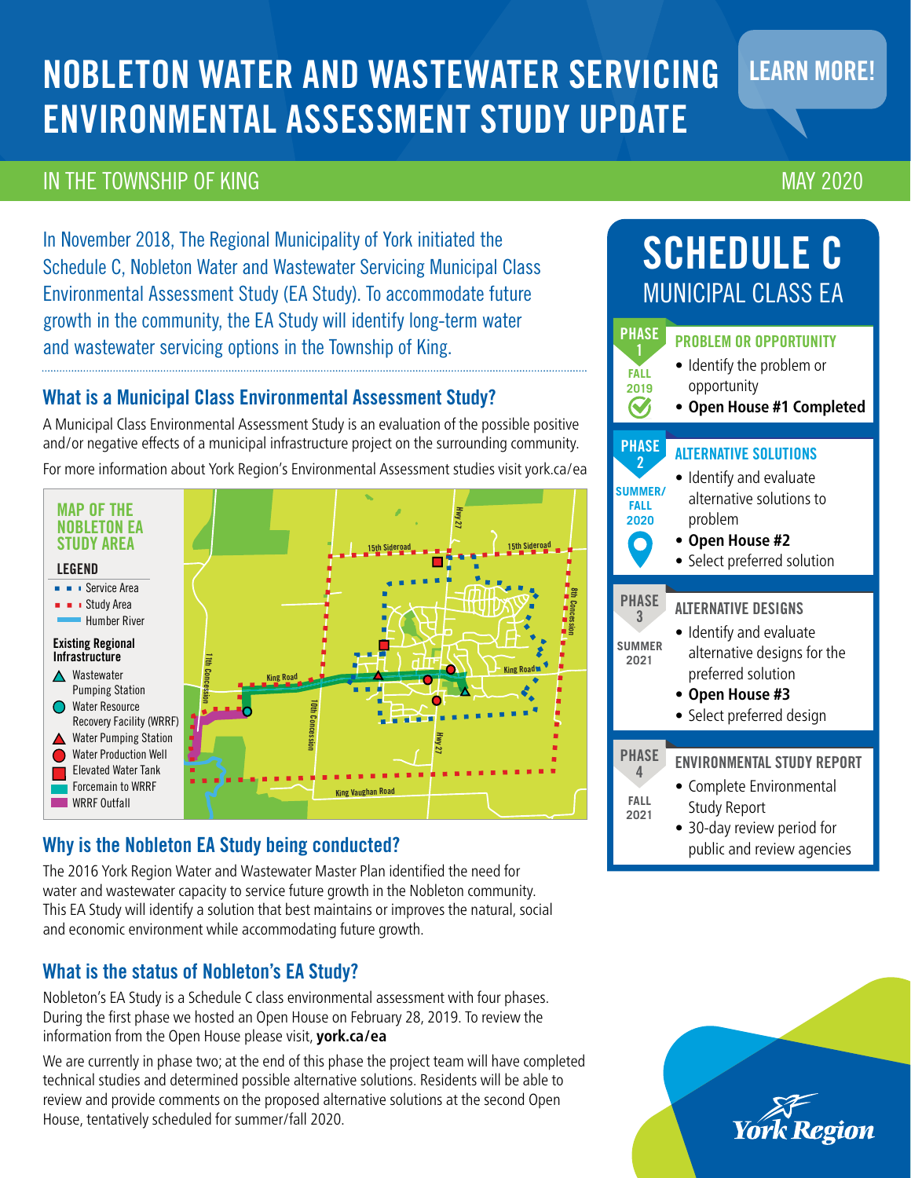# NOBLETON WATER AND WASTEWATER SERVICING ENVIRONMENTAL ASSESSMENT STUDY UPDATE

LEARN MORE!

IN THE TOWNSHIP OF KING

MAY 2020

In November 2018, The Regional Municipality of York initiated the Schedule C, Nobleton Water and Wastewater Servicing Municipal Class Environmental Assessment Study (EA Study). To accommodate future growth in the community, the EA Study will identify long-term water and wastewater servicing options in the Township of King.

## What is a Municipal Class Environmental Assessment Study?

A Municipal Class Environmental Assessment Study is an evaluation of the possible positive and/or negative effects of a municipal infrastructure project on the surrounding community.

For more information about York Region's Environmental Assessment studies visit york.ca/ea

### MAP OF THE NOBLETON EA STUDY AREA

**LEGEND**

- Service Area
- Study Area
- Humber River

**Existing Regional Infrastructure**

- Wastewater Pumping Station
- Water Resource Recovery Facility (WRRF)
- Water Pumping Station
- Water Production Well
- Elevated Water Tank
- Forcemain to WRRF
- WRRF Outfall

15th Sideroad
Hwy 27
8th Concession
11th Concession
10th Concession
King Road
King Vaughan Road

## Why is the Nobleton EA Study being conducted?

The 2016 York Region Water and Wastewater Master Plan identified the need for water and wastewater capacity to service future growth in the Nobleton community. This EA Study will identify a solution that best maintains or improves the natural, social and economic environment while accommodating future growth.

## What is the status of Nobleton's EA Study?

Nobleton's EA Study is a Schedule C class environmental assessment with four phases. During the first phase we hosted an Open House on February 28, 2019. To review the information from the Open House please visit, **york.ca/ea**

We are currently in phase two; at the end of this phase the project team will have completed technical studies and determined possible alternative solutions. Residents will be able to review and provide comments on the proposed alternative solutions at the second Open House, tentatively scheduled for summer/fall 2020.

## SCHEDULE C MUNICIPAL CLASS EA

**PHASE 1 — FALL 2019**

**PROBLEM OR OPPORTUNITY**

- Identify the problem or opportunity
- **Open House #1 Completed**

**PHASE 2 — SUMMER/FALL 2020**

**ALTERNATIVE SOLUTIONS**

- Identify and evaluate alternative solutions to problem
- **Open House #2**
- Select preferred solution

**PHASE 3 — SUMMER 2021**

**ALTERNATIVE DESIGNS**

- Identify and evaluate alternative designs for the preferred solution
- **Open House #3**
- Select preferred design

**PHASE 4 — FALL 2021**

**ENVIRONMENTAL STUDY REPORT**

- Complete Environmental Study Report
- 30-day review period for public and review agencies

York Region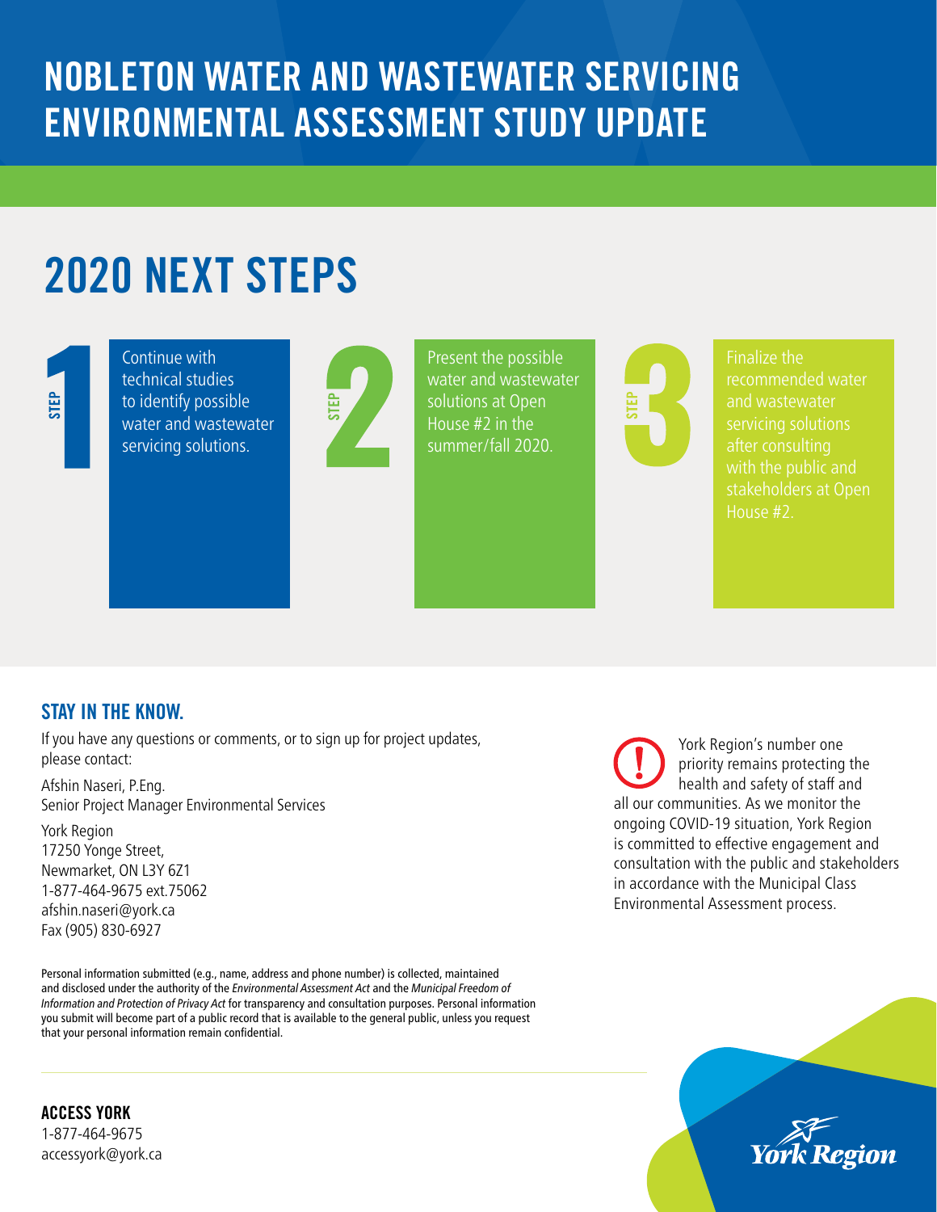# NOBLETON WATER AND WASTEWATER SERVICING ENVIRONMENTAL ASSESSMENT STUDY UPDATE

## 2020 NEXT STEPS

**STEP 1**
Continue with technical studies to identify possible water and wastewater servicing solutions.

**STEP 2**
Present the possible water and wastewater solutions at Open House #2 in the summer/fall 2020.

**STEP 3**
Finalize the recommended water and wastewater servicing solutions after consulting with the public and stakeholders at Open House #2.

### STAY IN THE KNOW.

If you have any questions or comments, or to sign up for project updates, please contact:

Afshin Naseri, P.Eng.
Senior Project Manager Environmental Services

York Region
17250 Yonge Street,
Newmarket, ON L3Y 6Z1
1-877-464-9675 ext.75062
afshin.naseri@york.ca
Fax (905) 830-6927

Personal information submitted (e.g., name, address and phone number) is collected, maintained and disclosed under the authority of the *Environmental Assessment Act* and the *Municipal Freedom of Information and Protection of Privacy Act* for transparency and consultation purposes. Personal information you submit will become part of a public record that is available to the general public, unless you request that your personal information remain confidential.

York Region's number one priority remains protecting the health and safety of staff and all our communities. As we monitor the ongoing COVID-19 situation, York Region is committed to effective engagement and consultation with the public and stakeholders in accordance with the Municipal Class Environmental Assessment process.

**ACCESS YORK**
1-877-464-9675
accessyork@york.ca

York Region